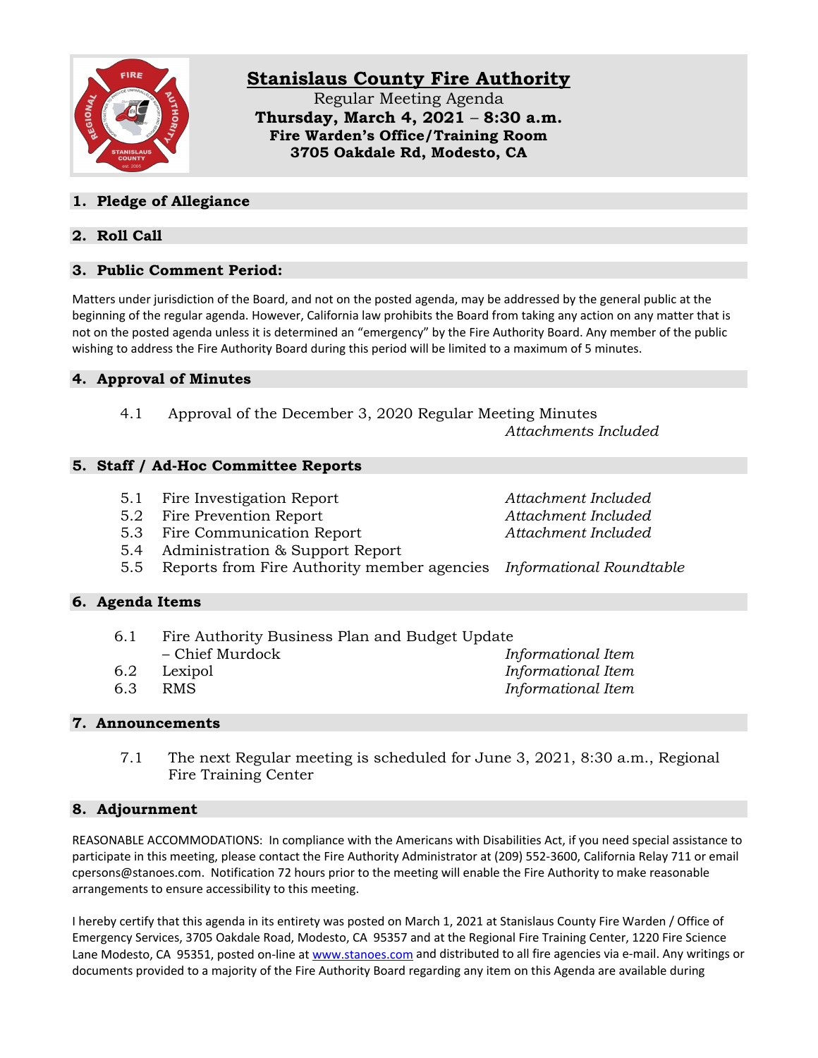# Stanislaus County Fire Authority

Regular Meeting Agenda
**Thursday, March 4, 2021 – 8:30 a.m.**
**Fire Warden's Office/Training Room**
**3705 Oakdale Rd, Modesto, CA**

## 1. Pledge of Allegiance

## 2. Roll Call

## 3. Public Comment Period:

Matters under jurisdiction of the Board, and not on the posted agenda, may be addressed by the general public at the beginning of the regular agenda. However, California law prohibits the Board from taking any action on any matter that is not on the posted agenda unless it is determined an "emergency" by the Fire Authority Board. Any member of the public wishing to address the Fire Authority Board during this period will be limited to a maximum of 5 minutes.

## 4. Approval of Minutes

4.1 Approval of the December 3, 2020 Regular Meeting Minutes *Attachments Included*

## 5. Staff / Ad-Hoc Committee Reports

5.1 Fire Investigation Report *Attachment Included*
5.2 Fire Prevention Report *Attachment Included*
5.3 Fire Communication Report *Attachment Included*
5.4 Administration & Support Report
5.5 Reports from Fire Authority member agencies *Informational Roundtable*

## 6. Agenda Items

6.1 Fire Authority Business Plan and Budget Update – Chief Murdock *Informational Item*
6.2 Lexipol *Informational Item*
6.3 RMS *Informational Item*

## 7. Announcements

7.1 The next Regular meeting is scheduled for June 3, 2021, 8:30 a.m., Regional Fire Training Center

## 8. Adjournment

REASONABLE ACCOMMODATIONS: In compliance with the Americans with Disabilities Act, if you need special assistance to participate in this meeting, please contact the Fire Authority Administrator at (209) 552-3600, California Relay 711 or email cpersons@stanoes.com. Notification 72 hours prior to the meeting will enable the Fire Authority to make reasonable arrangements to ensure accessibility to this meeting.

I hereby certify that this agenda in its entirety was posted on March 1, 2021 at Stanislaus County Fire Warden / Office of Emergency Services, 3705 Oakdale Road, Modesto, CA 95357 and at the Regional Fire Training Center, 1220 Fire Science Lane Modesto, CA 95351, posted on-line at www.stanoes.com and distributed to all fire agencies via e-mail. Any writings or documents provided to a majority of the Fire Authority Board regarding any item on this Agenda are available during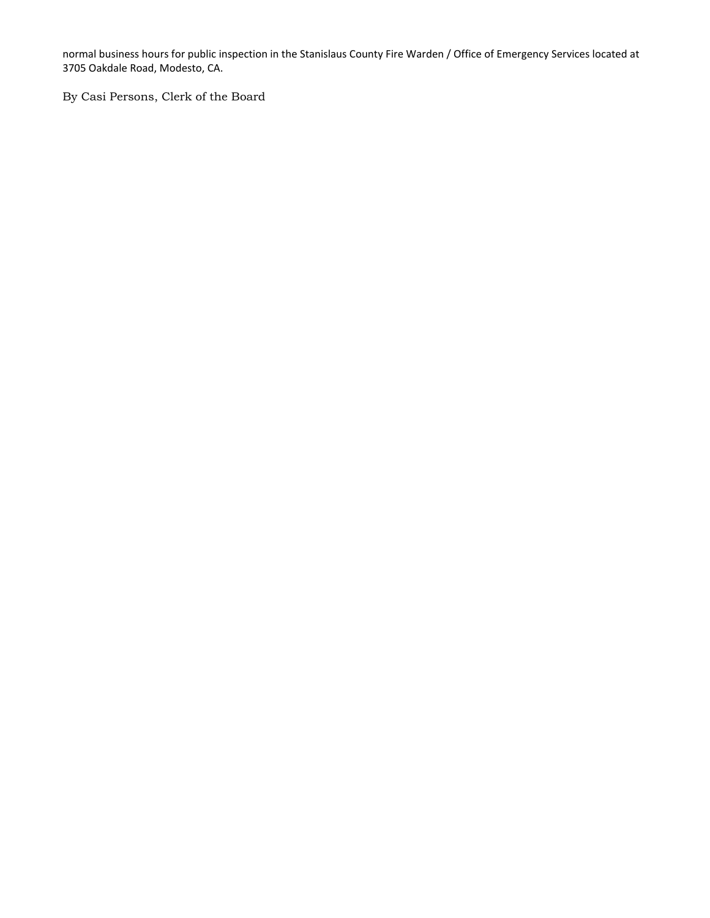normal business hours for public inspection in the Stanislaus County Fire Warden / Office of Emergency Services located at 3705 Oakdale Road, Modesto, CA.

By Casi Persons, Clerk of the Board